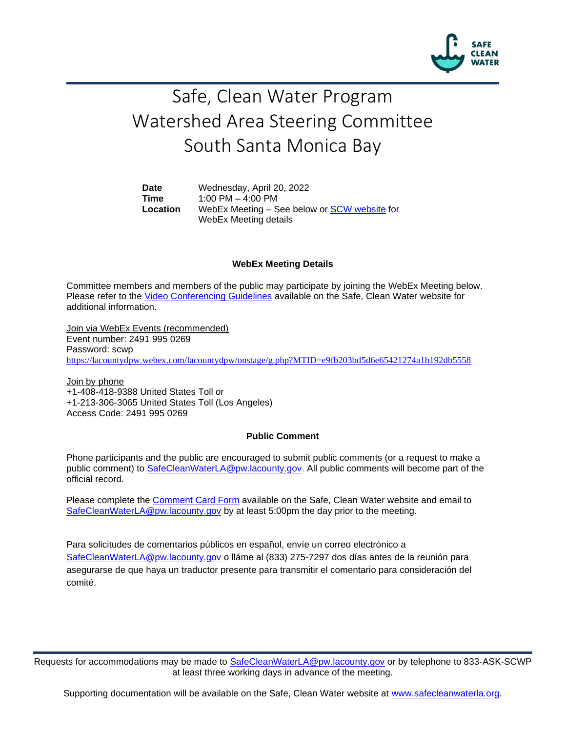# Safe, Clean Water Program
# Watershed Area Steering Committee
# South Santa Monica Bay

| | |
|---|---|
| **Date** | Wednesday, April 20, 2022 |
| **Time** | 1:00 PM – 4:00 PM |
| **Location** | WebEx Meeting – See below or SCW website for WebEx Meeting details |

### WebEx Meeting Details

Committee members and members of the public may participate by joining the WebEx Meeting below. Please refer to the Video Conferencing Guidelines available on the Safe, Clean Water website for additional information.

Join via WebEx Events (recommended)
Event number: 2491 995 0269
Password: scwp
https://lacountydpw.webex.com/lacountydpw/onstage/g.php?MTID=e9fb203bd5d6e65421274a1b192db5558

Join by phone
+1-408-418-9388 United States Toll or
+1-213-306-3065 United States Toll (Los Angeles)
Access Code: 2491 995 0269

### Public Comment

Phone participants and the public are encouraged to submit public comments (or a request to make a public comment) to SafeCleanWaterLA@pw.lacounty.gov. All public comments will become part of the official record.

Please complete the Comment Card Form available on the Safe, Clean Water website and email to SafeCleanWaterLA@pw.lacounty.gov by at least 5:00pm the day prior to the meeting.

Para solicitudes de comentarios públicos en español, envíe un correo electrónico a SafeCleanWaterLA@pw.lacounty.gov o lláme al (833) 275-7297 dos días antes de la reunión para asegurarse de que haya un traductor presente para transmitir el comentario para consideración del comité.

Requests for accommodations may be made to SafeCleanWaterLA@pw.lacounty.gov or by telephone to 833-ASK-SCWP at least three working days in advance of the meeting.

Supporting documentation will be available on the Safe, Clean Water website at www.safecleanwaterla.org.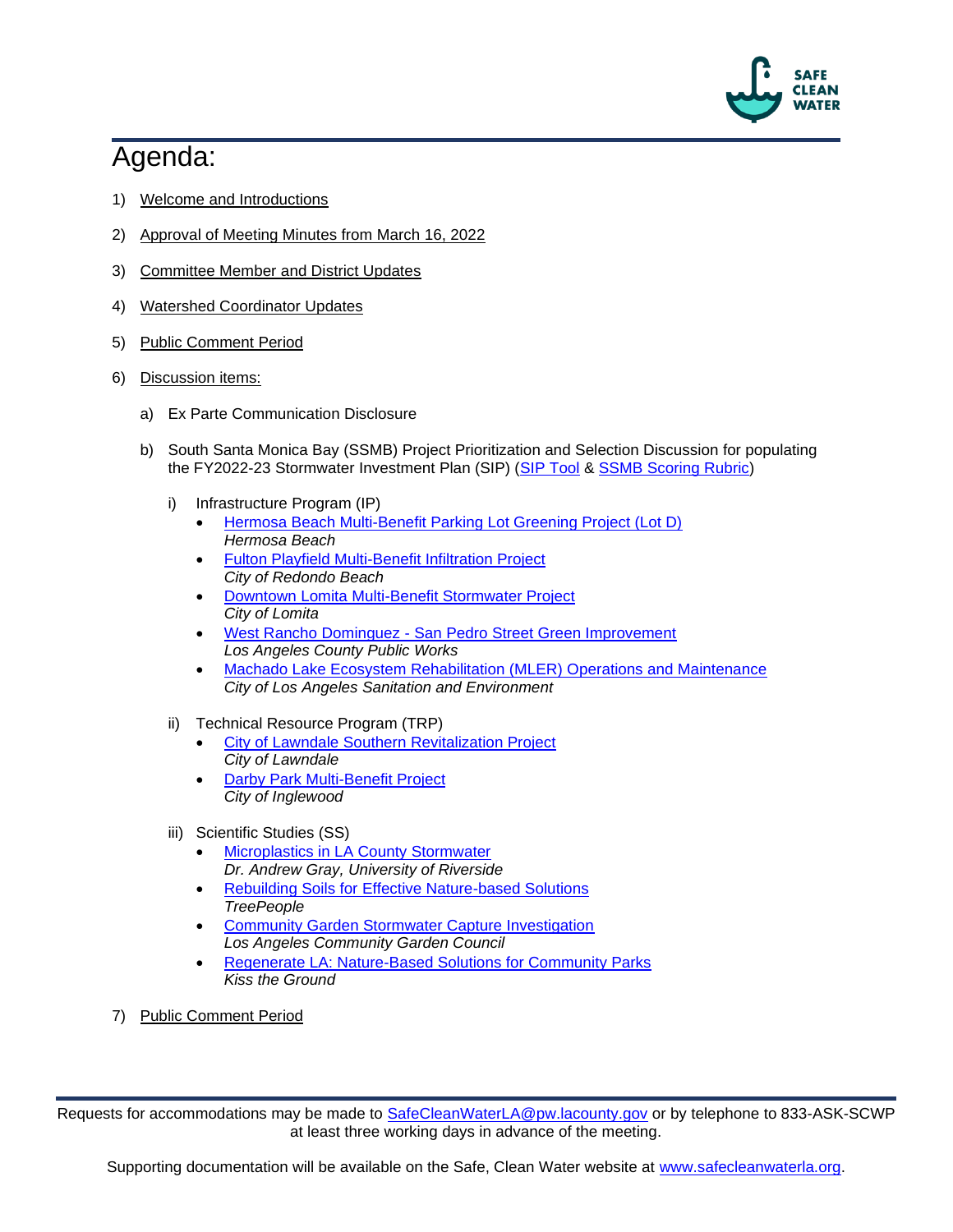# Agenda:

1) Welcome and Introductions
2) Approval of Meeting Minutes from March 16, 2022
3) Committee Member and District Updates
4) Watershed Coordinator Updates
5) Public Comment Period
6) Discussion items:
   a) Ex Parte Communication Disclosure
   b) South Santa Monica Bay (SSMB) Project Prioritization and Selection Discussion for populating the FY2022-23 Stormwater Investment Plan (SIP) (SIP Tool & SSMB Scoring Rubric)
      i) Infrastructure Program (IP)
         - Hermosa Beach Multi-Benefit Parking Lot Greening Project (Lot D)
           *Hermosa Beach*
         - Fulton Playfield Multi-Benefit Infiltration Project
           *City of Redondo Beach*
         - Downtown Lomita Multi-Benefit Stormwater Project
           *City of Lomita*
         - West Rancho Dominguez - San Pedro Street Green Improvement
           *Los Angeles County Public Works*
         - Machado Lake Ecosystem Rehabilitation (MLER) Operations and Maintenance
           *City of Los Angeles Sanitation and Environment*
      ii) Technical Resource Program (TRP)
         - City of Lawndale Southern Revitalization Project
           *City of Lawndale*
         - Darby Park Multi-Benefit Project
           *City of Inglewood*
      iii) Scientific Studies (SS)
         - Microplastics in LA County Stormwater
           *Dr. Andrew Gray, University of Riverside*
         - Rebuilding Soils for Effective Nature-based Solutions
           *TreePeople*
         - Community Garden Stormwater Capture Investigation
           *Los Angeles Community Garden Council*
         - Regenerate LA: Nature-Based Solutions for Community Parks
           *Kiss the Ground*
7) Public Comment Period

Requests for accommodations may be made to SafeCleanWaterLA@pw.lacounty.gov or by telephone to 833-ASK-SCWP at least three working days in advance of the meeting.

Supporting documentation will be available on the Safe, Clean Water website at www.safecleanwaterla.org.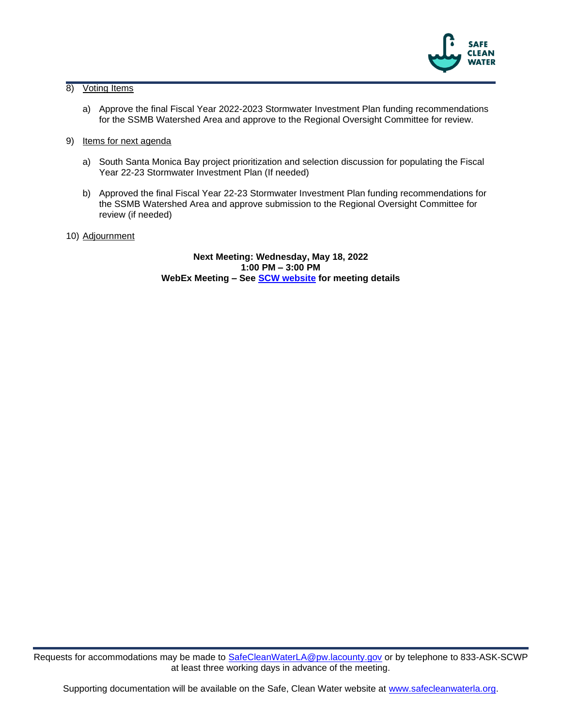8) Voting Items

   a) Approve the final Fiscal Year 2022-2023 Stormwater Investment Plan funding recommendations for the SSMB Watershed Area and approve to the Regional Oversight Committee for review.

9) Items for next agenda

   a) South Santa Monica Bay project prioritization and selection discussion for populating the Fiscal Year 22-23 Stormwater Investment Plan (If needed)

   b) Approved the final Fiscal Year 22-23 Stormwater Investment Plan funding recommendations for the SSMB Watershed Area and approve submission to the Regional Oversight Committee for review (if needed)

10) Adjournment

**Next Meeting: Wednesday, May 18, 2022**
**1:00 PM – 3:00 PM**
**WebEx Meeting – See SCW website for meeting details**

Requests for accommodations may be made to SafeCleanWaterLA@pw.lacounty.gov or by telephone to 833-ASK-SCWP at least three working days in advance of the meeting.

Supporting documentation will be available on the Safe, Clean Water website at www.safecleanwaterla.org.